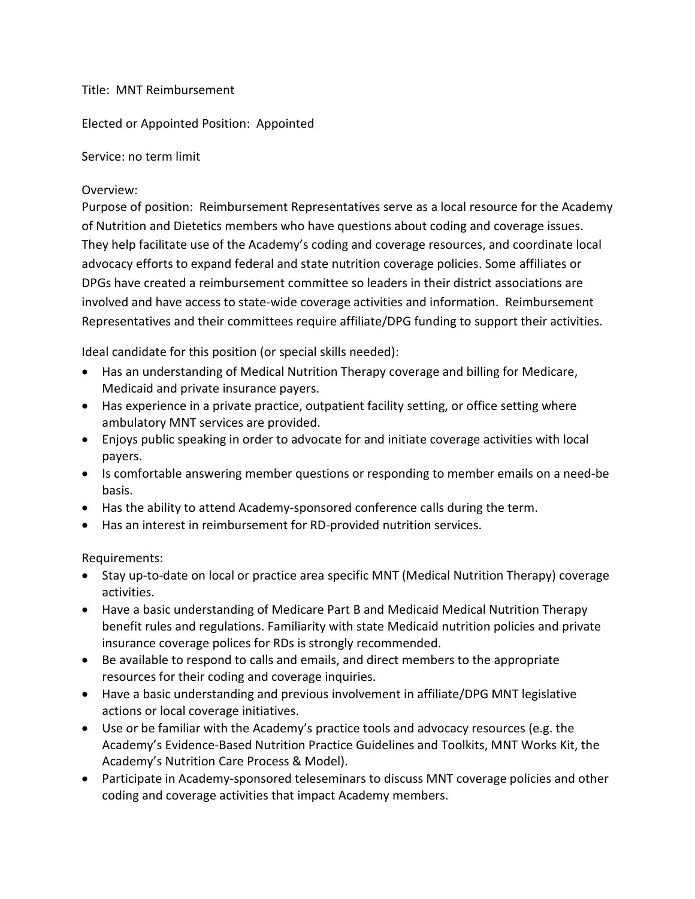Title: MNT Reimbursement

Elected or Appointed Position: Appointed

Service: no term limit

Overview:

Purpose of position: Reimbursement Representatives serve as a local resource for the Academy of Nutrition and Dietetics members who have questions about coding and coverage issues. They help facilitate use of the Academy's coding and coverage resources, and coordinate local advocacy efforts to expand federal and state nutrition coverage policies. Some affiliates or DPGs have created a reimbursement committee so leaders in their district associations are involved and have access to state-wide coverage activities and information. Reimbursement Representatives and their committees require affiliate/DPG funding to support their activities.

Ideal candidate for this position (or special skills needed):

- Has an understanding of Medical Nutrition Therapy coverage and billing for Medicare, Medicaid and private insurance payers.
- Has experience in a private practice, outpatient facility setting, or office setting where ambulatory MNT services are provided.
- Enjoys public speaking in order to advocate for and initiate coverage activities with local payers.
- Is comfortable answering member questions or responding to member emails on a need-be basis.
- Has the ability to attend Academy-sponsored conference calls during the term.
- Has an interest in reimbursement for RD-provided nutrition services.

Requirements:

- Stay up-to-date on local or practice area specific MNT (Medical Nutrition Therapy) coverage activities.
- Have a basic understanding of Medicare Part B and Medicaid Medical Nutrition Therapy benefit rules and regulations. Familiarity with state Medicaid nutrition policies and private insurance coverage polices for RDs is strongly recommended.
- Be available to respond to calls and emails, and direct members to the appropriate resources for their coding and coverage inquiries.
- Have a basic understanding and previous involvement in affiliate/DPG MNT legislative actions or local coverage initiatives.
- Use or be familiar with the Academy's practice tools and advocacy resources (e.g. the Academy's Evidence-Based Nutrition Practice Guidelines and Toolkits, MNT Works Kit, the Academy's Nutrition Care Process & Model).
- Participate in Academy-sponsored teleseminars to discuss MNT coverage policies and other coding and coverage activities that impact Academy members.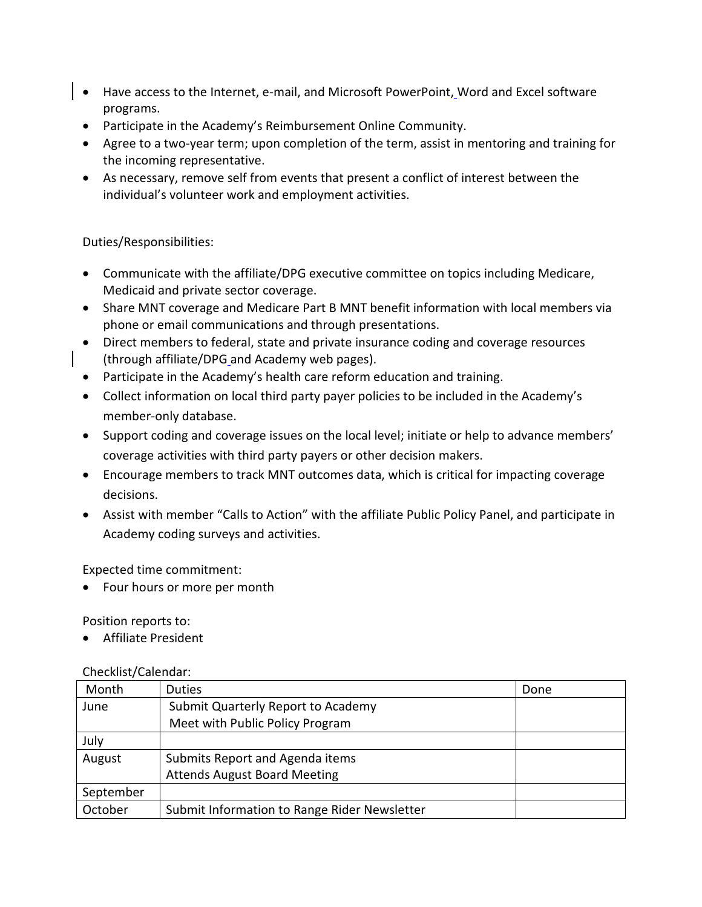- Have access to the Internet, e-mail, and Microsoft PowerPoint, Word and Excel software programs.
- Participate in the Academy's Reimbursement Online Community.
- Agree to a two-year term; upon completion of the term, assist in mentoring and training for the incoming representative.
- As necessary, remove self from events that present a conflict of interest between the individual's volunteer work and employment activities.

Duties/Responsibilities:

- Communicate with the affiliate/DPG executive committee on topics including Medicare, Medicaid and private sector coverage.
- Share MNT coverage and Medicare Part B MNT benefit information with local members via phone or email communications and through presentations.
- Direct members to federal, state and private insurance coding and coverage resources (through affiliate/DPG and Academy web pages).
- Participate in the Academy's health care reform education and training.
- Collect information on local third party payer policies to be included in the Academy's member-only database.
- Support coding and coverage issues on the local level; initiate or help to advance members' coverage activities with third party payers or other decision makers.
- Encourage members to track MNT outcomes data, which is critical for impacting coverage decisions.
- Assist with member "Calls to Action" with the affiliate Public Policy Panel, and participate in Academy coding surveys and activities.

Expected time commitment:

- Four hours or more per month

Position reports to:

- Affiliate President

Checklist/Calendar:

| Month | Duties | Done |
|---|---|---|
| June | Submit Quarterly Report to Academy<br>Meet with Public Policy Program | |
| July | | |
| August | Submits Report and Agenda items<br>Attends August Board Meeting | |
| September | | |
| October | Submit Information to Range Rider Newsletter | |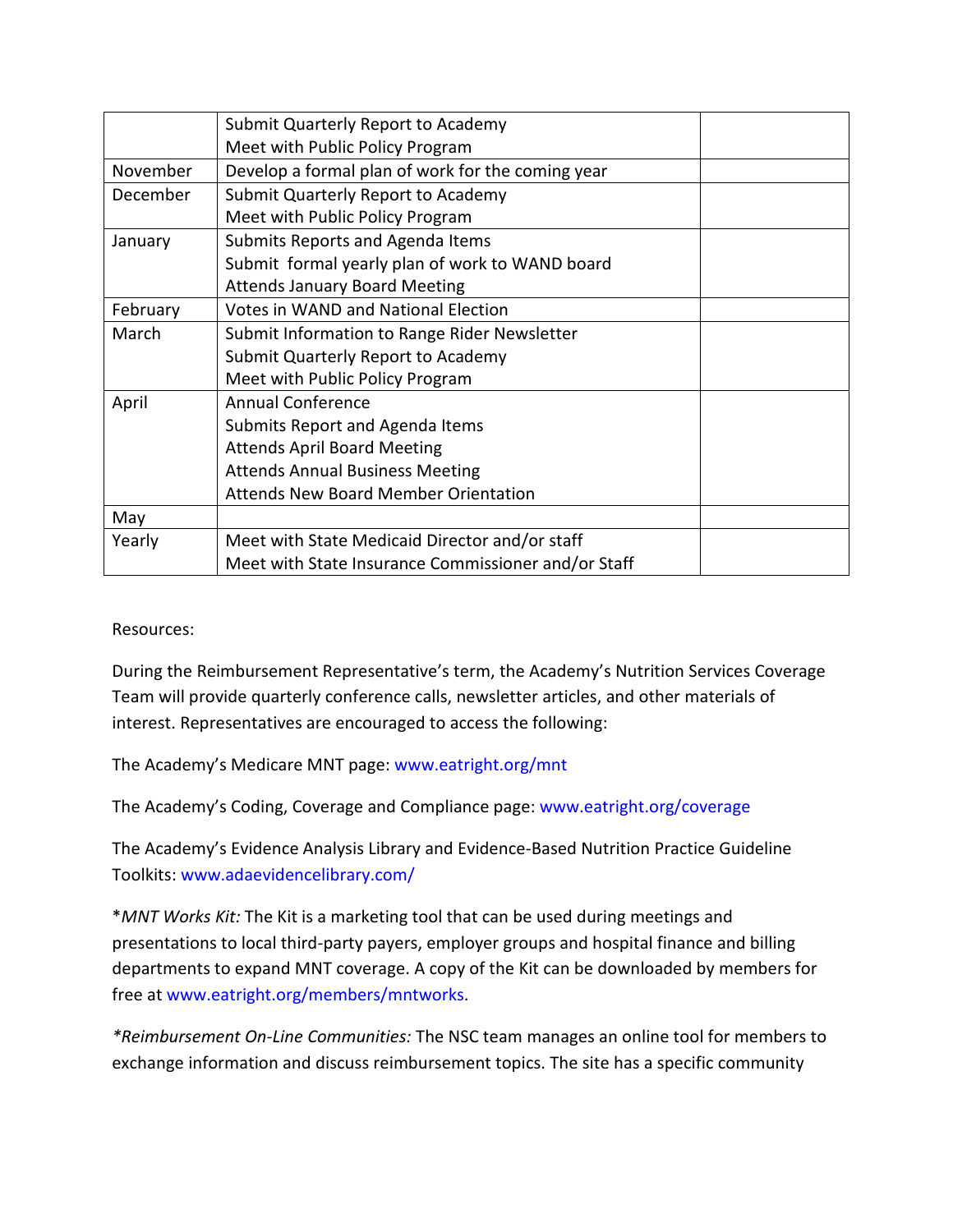| | | |
|---|---|---|
| | Submit Quarterly Report to Academy<br>Meet with Public Policy Program | |
| November | Develop a formal plan of work for the coming year | |
| December | Submit Quarterly Report to Academy<br>Meet with Public Policy Program | |
| January | Submits Reports and Agenda Items<br>Submit formal yearly plan of work to WAND board<br>Attends January Board Meeting | |
| February | Votes in WAND and National Election | |
| March | Submit Information to Range Rider Newsletter<br>Submit Quarterly Report to Academy<br>Meet with Public Policy Program | |
| April | Annual Conference<br>Submits Report and Agenda Items<br>Attends April Board Meeting<br>Attends Annual Business Meeting<br>Attends New Board Member Orientation | |
| May | | |
| Yearly | Meet with State Medicaid Director and/or staff<br>Meet with State Insurance Commissioner and/or Staff | |

Resources:

During the Reimbursement Representative's term, the Academy's Nutrition Services Coverage Team will provide quarterly conference calls, newsletter articles, and other materials of interest. Representatives are encouraged to access the following:

The Academy's Medicare MNT page: www.eatright.org/mnt

The Academy's Coding, Coverage and Compliance page: www.eatright.org/coverage

The Academy's Evidence Analysis Library and Evidence-Based Nutrition Practice Guideline Toolkits: www.adaevidencelibrary.com/

**MNT Works Kit:* The Kit is a marketing tool that can be used during meetings and presentations to local third-party payers, employer groups and hospital finance and billing departments to expand MNT coverage. A copy of the Kit can be downloaded by members for free at www.eatright.org/members/mntworks.

**Reimbursement On-Line Communities:* The NSC team manages an online tool for members to exchange information and discuss reimbursement topics. The site has a specific community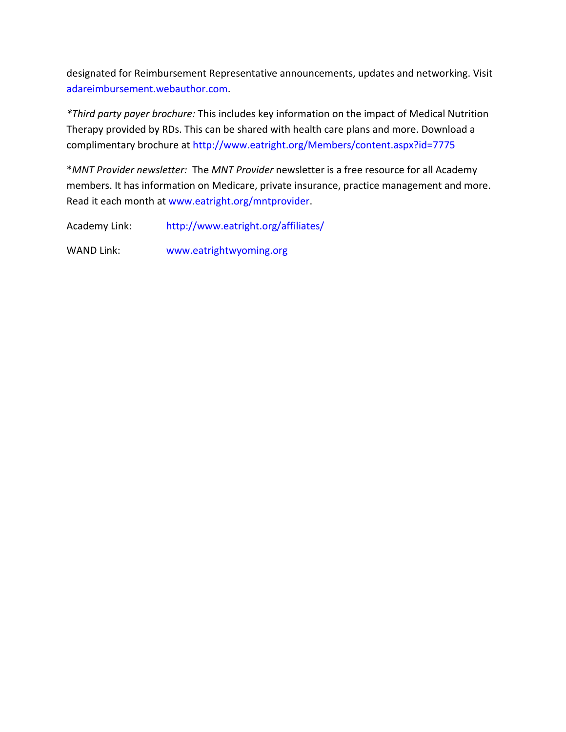designated for Reimbursement Representative announcements, updates and networking. Visit adareimbursement.webauthor.com.

*\*Third party payer brochure:* This includes key information on the impact of Medical Nutrition Therapy provided by RDs. This can be shared with health care plans and more. Download a complimentary brochure at http://www.eatright.org/Members/content.aspx?id=7775

\**MNT Provider newsletter:* The *MNT Provider* newsletter is a free resource for all Academy members. It has information on Medicare, private insurance, practice management and more. Read it each month at www.eatright.org/mntprovider.

Academy Link: http://www.eatright.org/affiliates/

WAND Link: www.eatrightwyoming.org